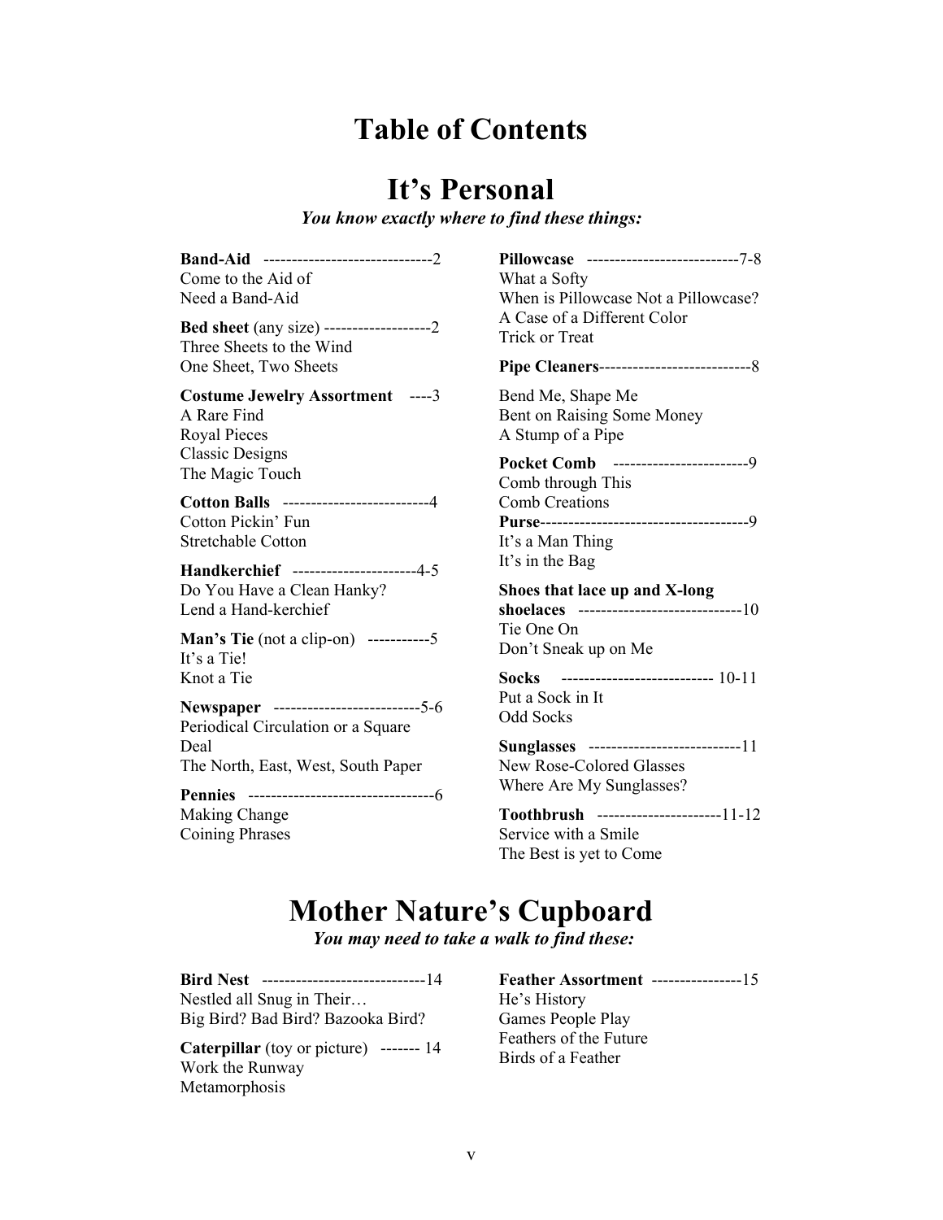# Table of Contents

## It's Personal

*You know exactly where to find these things:*

**Band-Aid** ------------------------------2
Come to the Aid of
Need a Band-Aid

**Bed sheet** (any size) -------------------2
Three Sheets to the Wind
One Sheet, Two Sheets

**Costume Jewelry Assortment** ----3
A Rare Find
Royal Pieces
Classic Designs
The Magic Touch

**Cotton Balls** --------------------------4
Cotton Pickin' Fun
Stretchable Cotton

**Handkerchief** ----------------------4-5
Do You Have a Clean Hanky?
Lend a Hand-kerchief

**Man's Tie** (not a clip-on) -----------5
It's a Tie!
Knot a Tie

**Newspaper** --------------------------5-6
Periodical Circulation or a Square Deal
The North, East, West, South Paper

**Pennies** ---------------------------------6
Making Change
Coining Phrases

**Pillowcase** ---------------------------7-8
What a Softy
When is Pillowcase Not a Pillowcase?
A Case of a Different Color
Trick or Treat

**Pipe Cleaners**---------------------------8
Bend Me, Shape Me
Bent on Raising Some Money
A Stump of a Pipe

**Pocket Comb** ------------------------9
Comb through This
Comb Creations

**Purse**-------------------------------------9
It's a Man Thing
It's in the Bag

**Shoes that lace up and X-long shoelaces** -----------------------------10
Tie One On
Don't Sneak up on Me

**Socks** --------------------------- 10-11
Put a Sock in It
Odd Socks

**Sunglasses** ---------------------------11
New Rose-Colored Glasses
Where Are My Sunglasses?

**Toothbrush** ----------------------11-12
Service with a Smile
The Best is yet to Come

## Mother Nature's Cupboard

*You may need to take a walk to find these:*

**Bird Nest** -----------------------------14
Nestled all Snug in Their…
Big Bird? Bad Bird? Bazooka Bird?

**Caterpillar** (toy or picture) ------- 14
Work the Runway
Metamorphosis

**Feather Assortment** ----------------15
He's History
Games People Play
Feathers of the Future
Birds of a Feather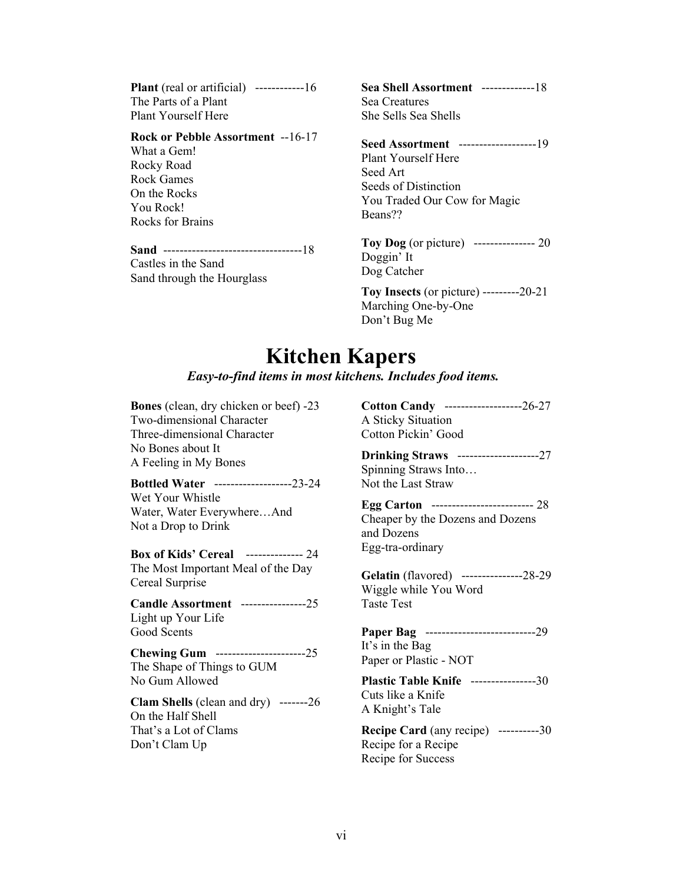**Plant** (real or artificial) ------------16
The Parts of a Plant
Plant Yourself Here

**Rock or Pebble Assortment** --16-17
What a Gem!
Rocky Road
Rock Games
On the Rocks
You Rock!
Rocks for Brains

**Sand** ----------------------------------18
Castles in the Sand
Sand through the Hourglass

**Sea Shell Assortment** -------------18
Sea Creatures
She Sells Sea Shells

**Seed Assortment** -------------------19
Plant Yourself Here
Seed Art
Seeds of Distinction
You Traded Our Cow for Magic Beans??

**Toy Dog** (or picture) --------------- 20
Doggin' It
Dog Catcher

**Toy Insects** (or picture) ---------20-21
Marching One-by-One
Don't Bug Me

# Kitchen Kapers

***Easy-to-find items in most kitchens. Includes food items.***

**Bones** (clean, dry chicken or beef) -23
Two-dimensional Character
Three-dimensional Character
No Bones about It
A Feeling in My Bones

**Bottled Water** -------------------23-24
Wet Your Whistle
Water, Water Everywhere…And Not a Drop to Drink

**Box of Kids' Cereal** -------------- 24
The Most Important Meal of the Day
Cereal Surprise

**Candle Assortment** ----------------25
Light up Your Life
Good Scents

**Chewing Gum** ----------------------25
The Shape of Things to GUM
No Gum Allowed

**Clam Shells** (clean and dry) -------26
On the Half Shell
That's a Lot of Clams
Don't Clam Up

**Cotton Candy** -------------------26-27
A Sticky Situation
Cotton Pickin' Good

**Drinking Straws** --------------------27
Spinning Straws Into…
Not the Last Straw

**Egg Carton** ------------------------- 28
Cheaper by the Dozens and Dozens and Dozens
Egg-tra-ordinary

**Gelatin** (flavored) ---------------28-29
Wiggle while You Word
Taste Test

**Paper Bag** ---------------------------29
It's in the Bag
Paper or Plastic - NOT

**Plastic Table Knife** ----------------30
Cuts like a Knife
A Knight's Tale

**Recipe Card** (any recipe) ----------30
Recipe for a Recipe
Recipe for Success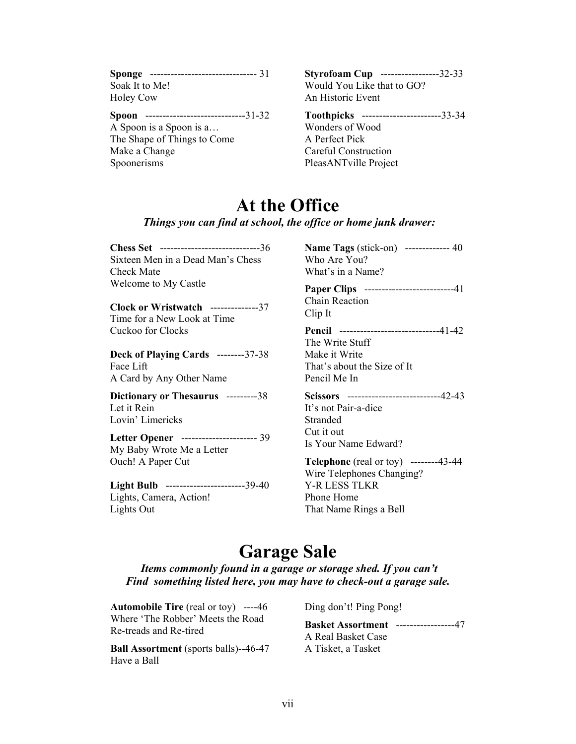**Sponge** ------------------------------- 31
Soak It to Me!
Holey Cow

**Spoon** -----------------------------31-32
A Spoon is a Spoon is a…
The Shape of Things to Come
Make a Change
Spoonerisms

**Styrofoam Cup** -----------------32-33
Would You Like that to GO?
An Historic Event

**Toothpicks** -----------------------33-34
Wonders of Wood
A Perfect Pick
Careful Construction
PleasANTville Project

# At the Office

***Things you can find at school, the office or home junk drawer:***

**Chess Set** -----------------------------36
Sixteen Men in a Dead Man's Chess
Check Mate
Welcome to My Castle

**Clock or Wristwatch** --------------37
Time for a New Look at Time
Cuckoo for Clocks

**Deck of Playing Cards** --------37-38
Face Lift
A Card by Any Other Name

**Dictionary or Thesaurus** ---------38
Let it Rein
Lovin' Limericks

**Letter Opener** ---------------------- 39
My Baby Wrote Me a Letter
Ouch! A Paper Cut

**Light Bulb** -----------------------39-40
Lights, Camera, Action!
Lights Out

**Name Tags** (stick-on) ------------- 40
Who Are You?
What's in a Name?

**Paper Clips** --------------------------41
Chain Reaction
Clip It

**Pencil** -----------------------------41-42
The Write Stuff
Make it Write
That's about the Size of It
Pencil Me In

**Scissors** ---------------------------42-43
It's not Pair-a-dice
Stranded
Cut it out
Is Your Name Edward?

**Telephone** (real or toy) --------43-44
Wire Telephones Changing?
Y-R LESS TLKR
Phone Home
That Name Rings a Bell

# Garage Sale

***Items commonly found in a garage or storage shed. If you can't Find something listed here, you may have to check-out a garage sale.***

**Automobile Tire** (real or toy) ----46
Where 'The Robber' Meets the Road
Re-treads and Re-tired

**Ball Assortment** (sports balls)--46-47
Have a Ball
Ding don't! Ping Pong!

**Basket Assortment** -----------------47
A Real Basket Case
A Tisket, a Tasket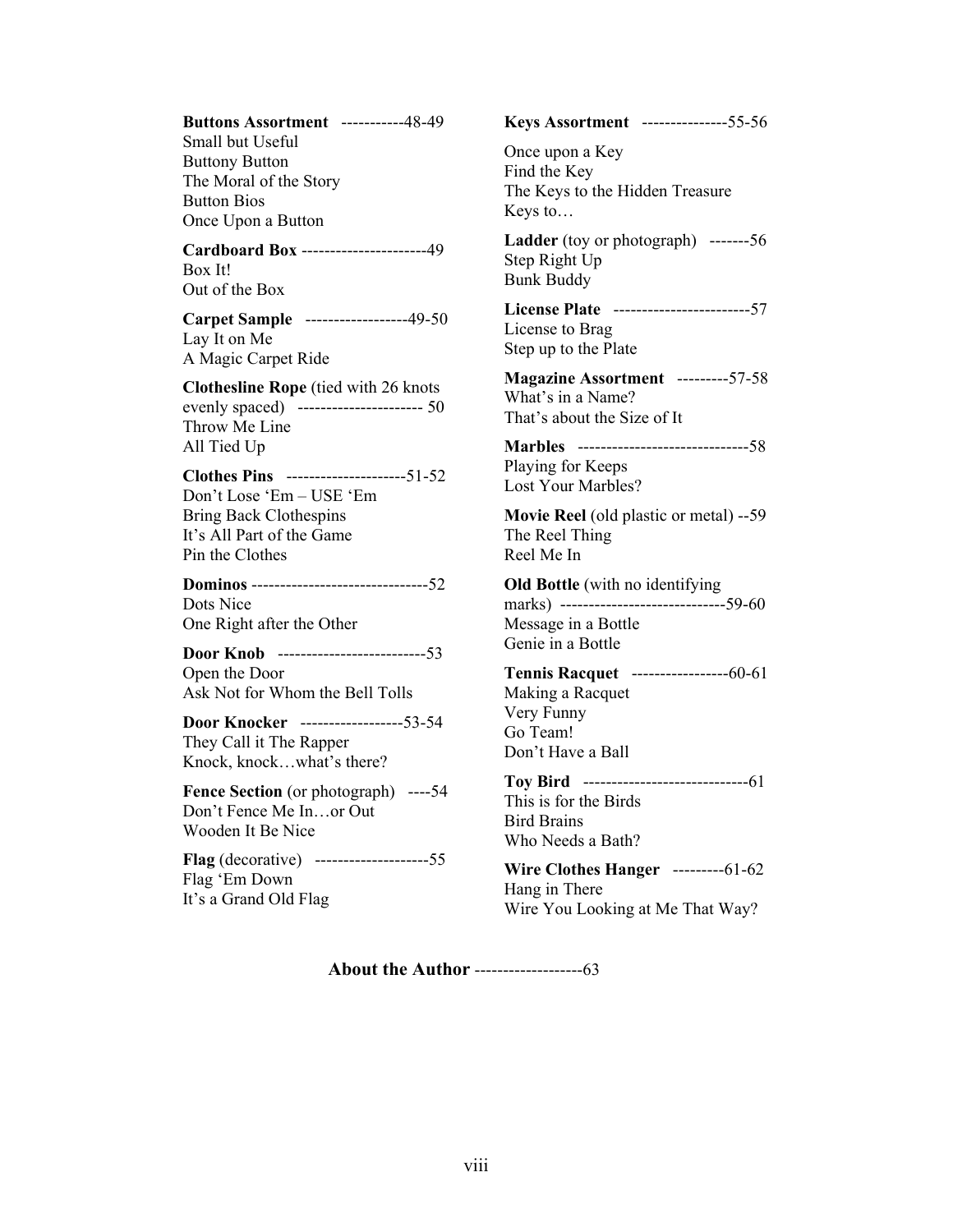**Buttons Assortment** -----------48-49
Small but Useful
Buttony Button
The Moral of the Story
Button Bios
Once Upon a Button

**Cardboard Box** ----------------------49
Box It!
Out of the Box

**Carpet Sample** ------------------49-50
Lay It on Me
A Magic Carpet Ride

**Clothesline Rope** (tied with 26 knots evenly spaced) --------------------- 50
Throw Me Line
All Tied Up

**Clothes Pins** ---------------------51-52
Don't Lose 'Em – USE 'Em
Bring Back Clothespins
It's All Part of the Game
Pin the Clothes

**Dominos** -------------------------------52
Dots Nice
One Right after the Other

**Door Knob** --------------------------53
Open the Door
Ask Not for Whom the Bell Tolls

**Door Knocker** ------------------53-54
They Call it The Rapper
Knock, knock…what's there?

**Fence Section** (or photograph) ----54
Don't Fence Me In…or Out
Wooden It Be Nice

**Flag** (decorative) --------------------55
Flag 'Em Down
It's a Grand Old Flag

**Keys Assortment** ---------------55-56
Once upon a Key
Find the Key
The Keys to the Hidden Treasure
Keys to…

**Ladder** (toy or photograph) -------56
Step Right Up
Bunk Buddy

**License Plate** ------------------------57
License to Brag
Step up to the Plate

**Magazine Assortment** ---------57-58
What's in a Name?
That's about the Size of It

**Marbles** ------------------------------58
Playing for Keeps
Lost Your Marbles?

**Movie Reel** (old plastic or metal) --59
The Reel Thing
Reel Me In

**Old Bottle** (with no identifying marks) -----------------------------59-60
Message in a Bottle
Genie in a Bottle

**Tennis Racquet** -----------------60-61
Making a Racquet
Very Funny
Go Team!
Don't Have a Ball

**Toy Bird** -----------------------------61
This is for the Birds
Bird Brains
Who Needs a Bath?

**Wire Clothes Hanger** ---------61-62
Hang in There
Wire You Looking at Me That Way?

**About the Author** -------------------63